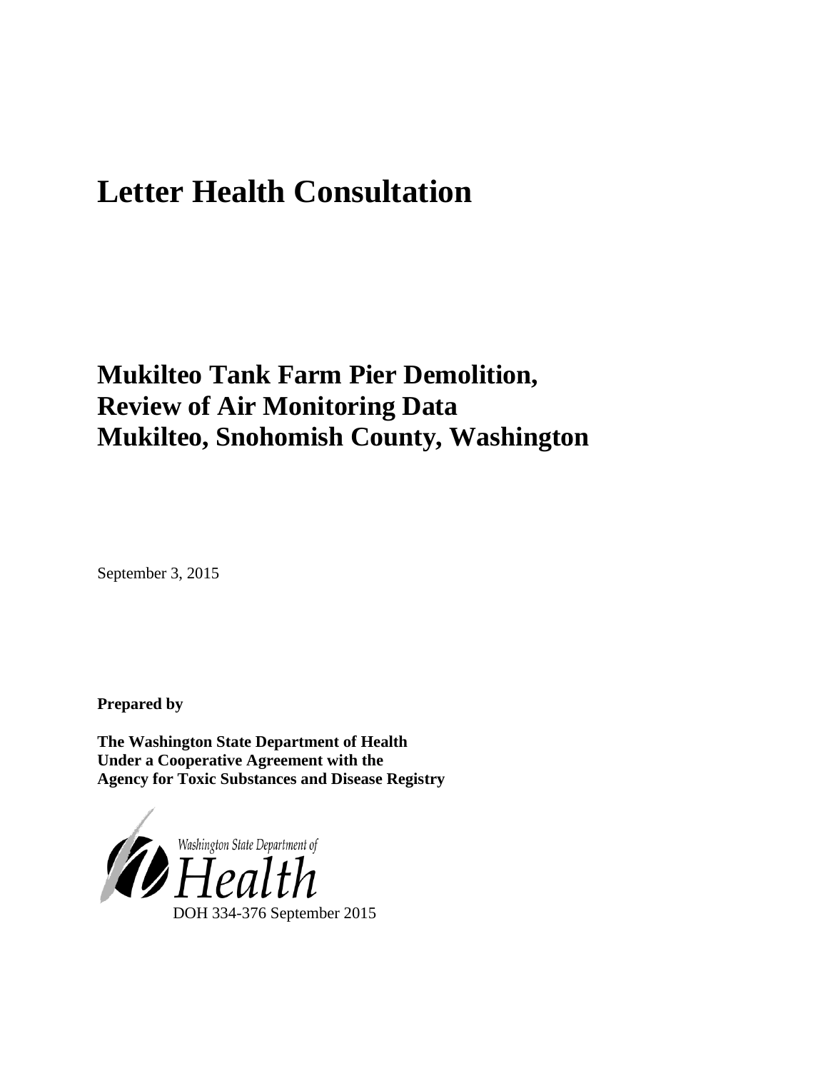# Letter Health Consultation

## Mukilteo Tank Farm Pier Demolition, Review of Air Monitoring Data Mukilteo, Snohomish County, Washington

September 3, 2015

**Prepared by**

**The Washington State Department of Health Under a Cooperative Agreement with the Agency for Toxic Substances and Disease Registry**

Washington State Department of Health

DOH 334-376 September 2015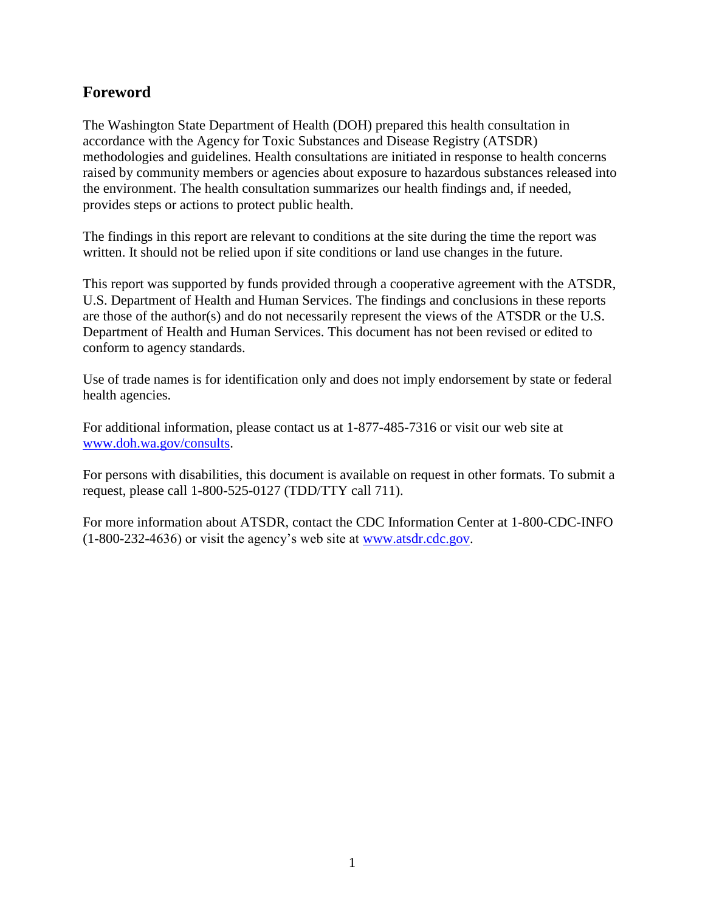## Foreword

The Washington State Department of Health (DOH) prepared this health consultation in accordance with the Agency for Toxic Substances and Disease Registry (ATSDR) methodologies and guidelines. Health consultations are initiated in response to health concerns raised by community members or agencies about exposure to hazardous substances released into the environment. The health consultation summarizes our health findings and, if needed, provides steps or actions to protect public health.

The findings in this report are relevant to conditions at the site during the time the report was written. It should not be relied upon if site conditions or land use changes in the future.

This report was supported by funds provided through a cooperative agreement with the ATSDR, U.S. Department of Health and Human Services. The findings and conclusions in these reports are those of the author(s) and do not necessarily represent the views of the ATSDR or the U.S. Department of Health and Human Services. This document has not been revised or edited to conform to agency standards.

Use of trade names is for identification only and does not imply endorsement by state or federal health agencies.

For additional information, please contact us at 1-877-485-7316 or visit our web site at [www.doh.wa.gov/consults](http://www.doh.wa.gov/consults).

For persons with disabilities, this document is available on request in other formats. To submit a request, please call 1-800-525-0127 (TDD/TTY call 711).

For more information about ATSDR, contact the CDC Information Center at 1-800-CDC-INFO (1-800-232-4636) or visit the agency's web site at [www.atsdr.cdc.gov](http://www.atsdr.cdc.gov).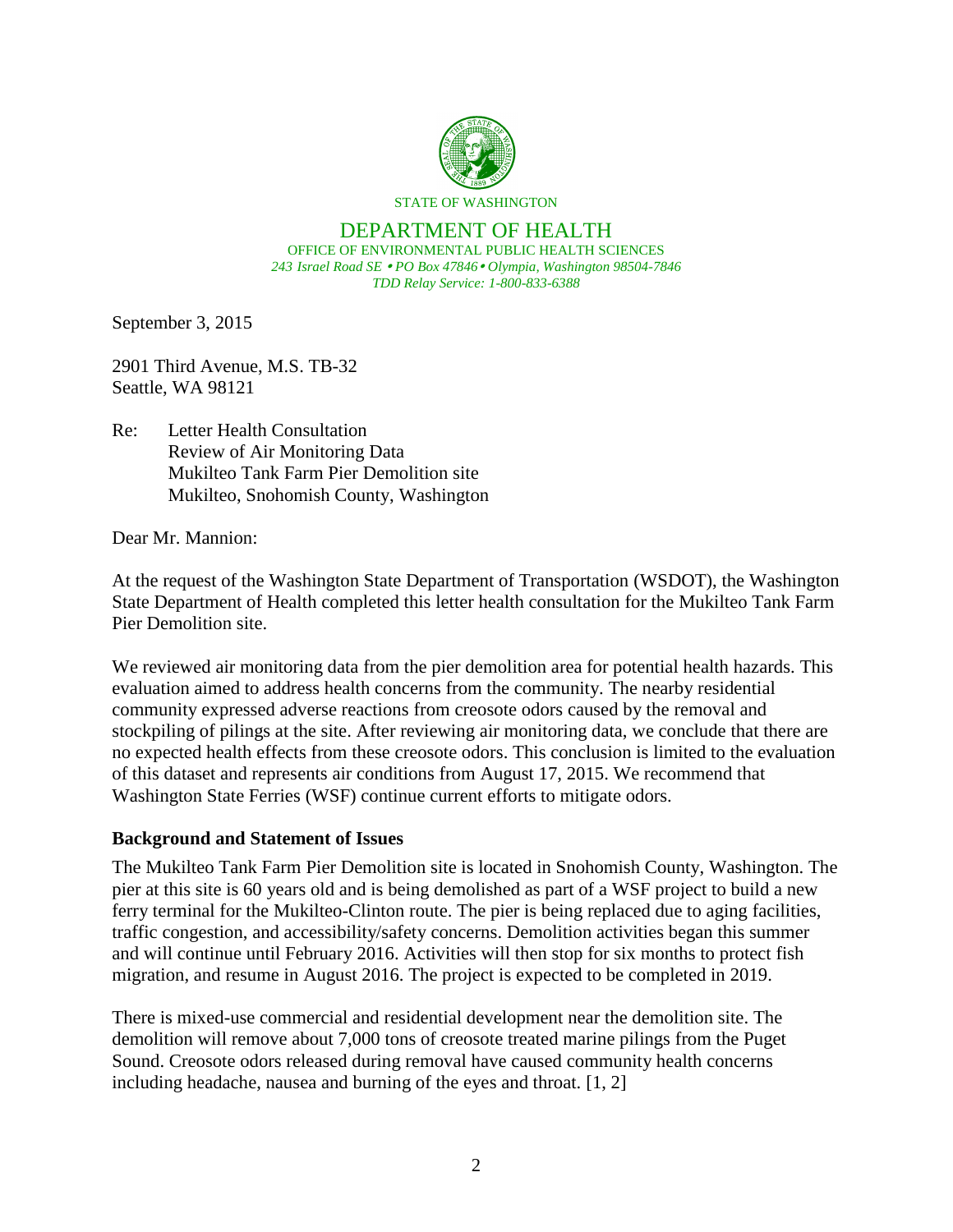STATE OF WASHINGTON

DEPARTMENT OF HEALTH

OFFICE OF ENVIRONMENTAL PUBLIC HEALTH SCIENCES

*243 Israel Road SE • PO Box 47846 • Olympia, Washington 98504-7846*

*TDD Relay Service: 1-800-833-6388*

September 3, 2015

2901 Third Avenue, M.S. TB-32
Seattle, WA 98121

Re: Letter Health Consultation
Review of Air Monitoring Data
Mukilteo Tank Farm Pier Demolition site
Mukilteo, Snohomish County, Washington

Dear Mr. Mannion:

At the request of the Washington State Department of Transportation (WSDOT), the Washington State Department of Health completed this letter health consultation for the Mukilteo Tank Farm Pier Demolition site.

We reviewed air monitoring data from the pier demolition area for potential health hazards. This evaluation aimed to address health concerns from the community. The nearby residential community expressed adverse reactions from creosote odors caused by the removal and stockpiling of pilings at the site. After reviewing air monitoring data, we conclude that there are no expected health effects from these creosote odors. This conclusion is limited to the evaluation of this dataset and represents air conditions from August 17, 2015. We recommend that Washington State Ferries (WSF) continue current efforts to mitigate odors.

**Background and Statement of Issues**

The Mukilteo Tank Farm Pier Demolition site is located in Snohomish County, Washington. The pier at this site is 60 years old and is being demolished as part of a WSF project to build a new ferry terminal for the Mukilteo-Clinton route. The pier is being replaced due to aging facilities, traffic congestion, and accessibility/safety concerns. Demolition activities began this summer and will continue until February 2016. Activities will then stop for six months to protect fish migration, and resume in August 2016. The project is expected to be completed in 2019.

There is mixed-use commercial and residential development near the demolition site. The demolition will remove about 7,000 tons of creosote treated marine pilings from the Puget Sound. Creosote odors released during removal have caused community health concerns including headache, nausea and burning of the eyes and throat. [1, 2]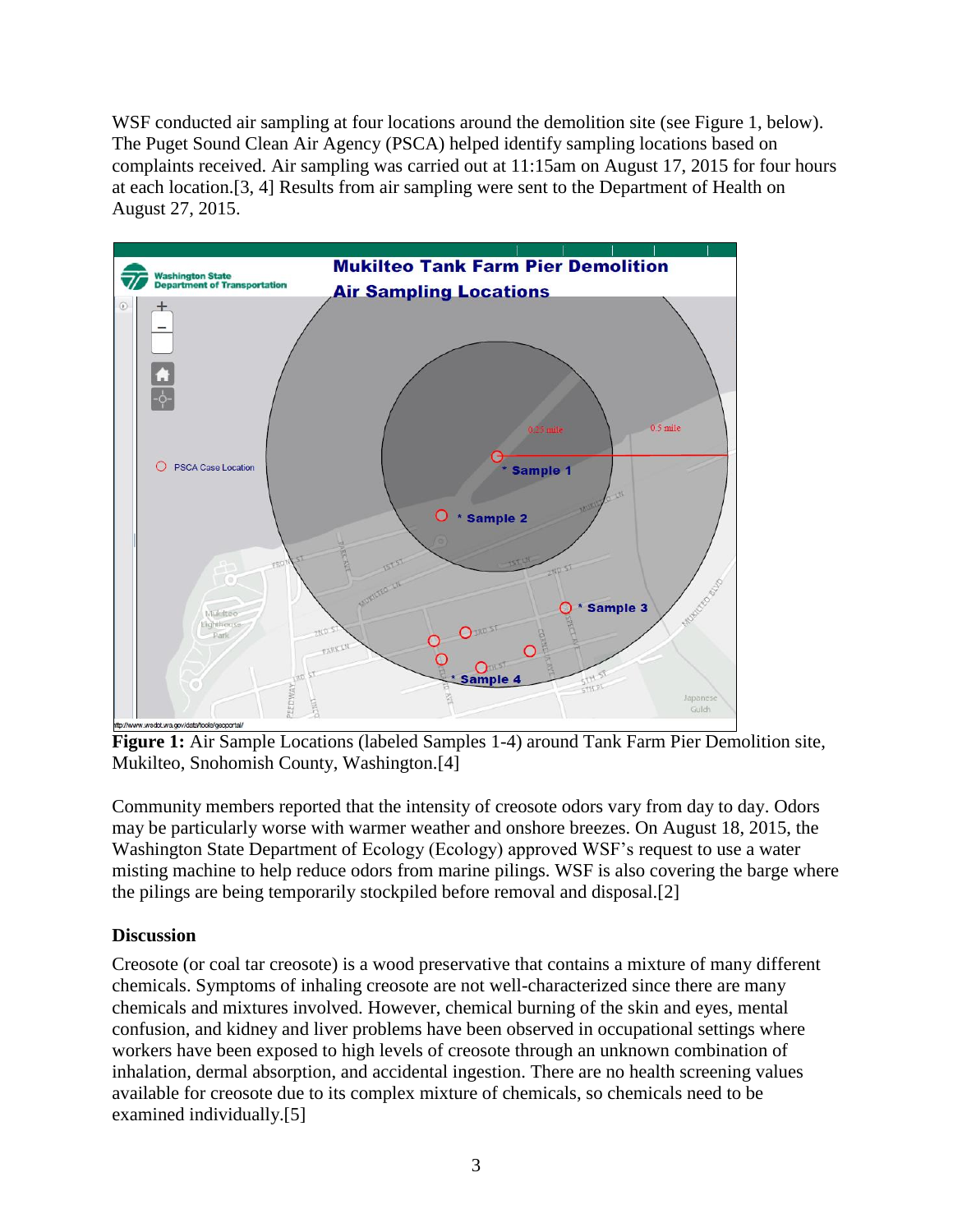WSF conducted air sampling at four locations around the demolition site (see Figure 1, below). The Puget Sound Clean Air Agency (PSCA) helped identify sampling locations based on complaints received. Air sampling was carried out at 11:15am on August 17, 2015 for four hours at each location.[3, 4] Results from air sampling were sent to the Department of Health on August 27, 2015.

**Figure 1:** Air Sample Locations (labeled Samples 1-4) around Tank Farm Pier Demolition site, Mukilteo, Snohomish County, Washington.[4]

Community members reported that the intensity of creosote odors vary from day to day. Odors may be particularly worse with warmer weather and onshore breezes. On August 18, 2015, the Washington State Department of Ecology (Ecology) approved WSF's request to use a water misting machine to help reduce odors from marine pilings. WSF is also covering the barge where the pilings are being temporarily stockpiled before removal and disposal.[2]

## Discussion

Creosote (or coal tar creosote) is a wood preservative that contains a mixture of many different chemicals. Symptoms of inhaling creosote are not well-characterized since there are many chemicals and mixtures involved. However, chemical burning of the skin and eyes, mental confusion, and kidney and liver problems have been observed in occupational settings where workers have been exposed to high levels of creosote through an unknown combination of inhalation, dermal absorption, and accidental ingestion. There are no health screening values available for creosote due to its complex mixture of chemicals, so chemicals need to be examined individually.[5]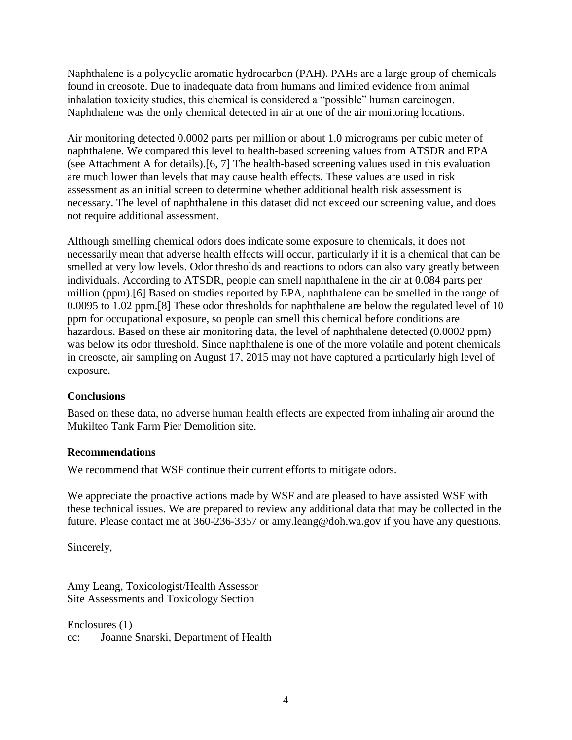Naphthalene is a polycyclic aromatic hydrocarbon (PAH). PAHs are a large group of chemicals found in creosote. Due to inadequate data from humans and limited evidence from animal inhalation toxicity studies, this chemical is considered a "possible" human carcinogen. Naphthalene was the only chemical detected in air at one of the air monitoring locations.

Air monitoring detected 0.0002 parts per million or about 1.0 micrograms per cubic meter of naphthalene. We compared this level to health-based screening values from ATSDR and EPA (see Attachment A for details).[6, 7] The health-based screening values used in this evaluation are much lower than levels that may cause health effects. These values are used in risk assessment as an initial screen to determine whether additional health risk assessment is necessary. The level of naphthalene in this dataset did not exceed our screening value, and does not require additional assessment.

Although smelling chemical odors does indicate some exposure to chemicals, it does not necessarily mean that adverse health effects will occur, particularly if it is a chemical that can be smelled at very low levels. Odor thresholds and reactions to odors can also vary greatly between individuals. According to ATSDR, people can smell naphthalene in the air at 0.084 parts per million (ppm).[6] Based on studies reported by EPA, naphthalene can be smelled in the range of 0.0095 to 1.02 ppm.[8] These odor thresholds for naphthalene are below the regulated level of 10 ppm for occupational exposure, so people can smell this chemical before conditions are hazardous. Based on these air monitoring data, the level of naphthalene detected (0.0002 ppm) was below its odor threshold. Since naphthalene is one of the more volatile and potent chemicals in creosote, air sampling on August 17, 2015 may not have captured a particularly high level of exposure.

**Conclusions**

Based on these data, no adverse human health effects are expected from inhaling air around the Mukilteo Tank Farm Pier Demolition site.

**Recommendations**

We recommend that WSF continue their current efforts to mitigate odors.

We appreciate the proactive actions made by WSF and are pleased to have assisted WSF with these technical issues. We are prepared to review any additional data that may be collected in the future. Please contact me at 360-236-3357 or amy.leang@doh.wa.gov if you have any questions.

Sincerely,

Amy Leang, Toxicologist/Health Assessor
Site Assessments and Toxicology Section

Enclosures (1)
cc: Joanne Snarski, Department of Health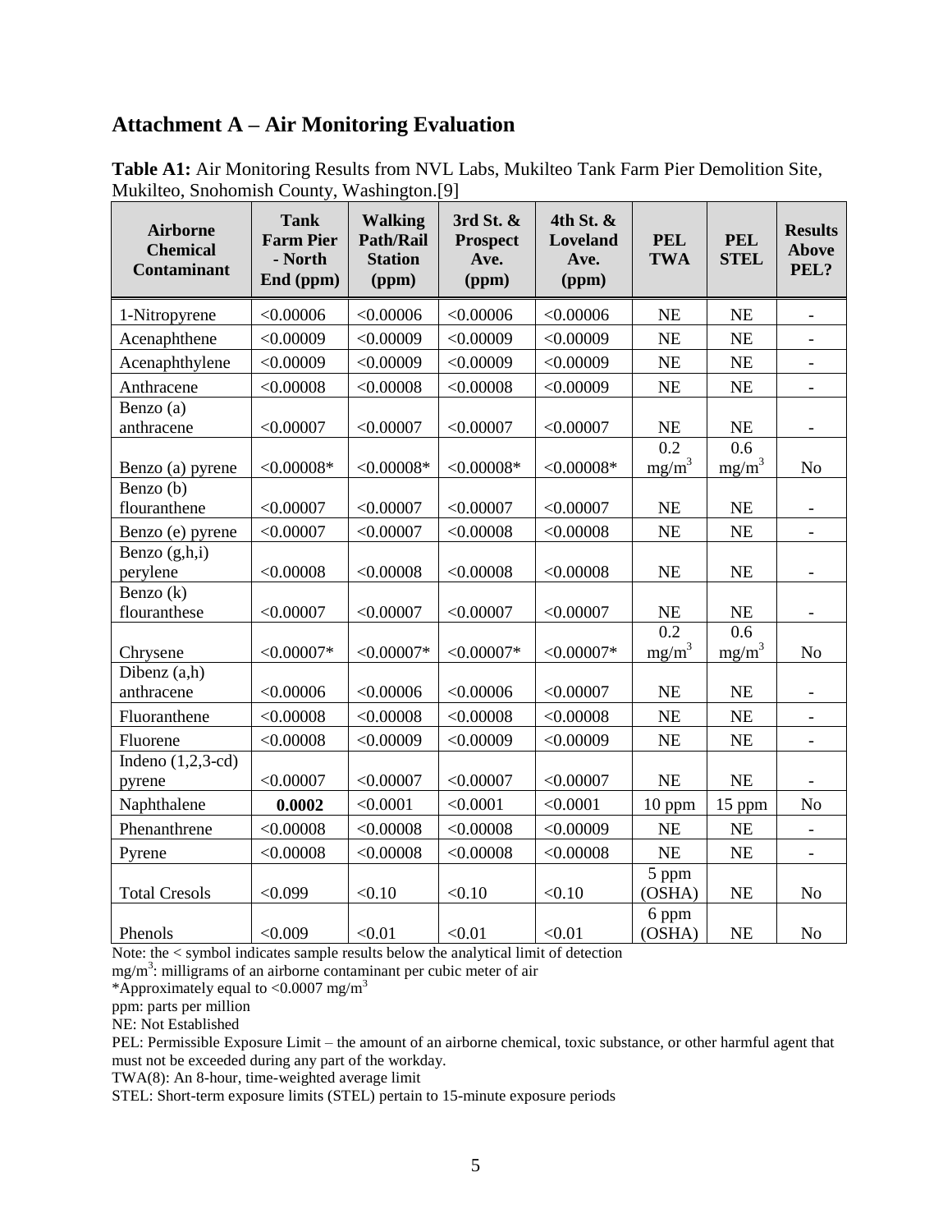## Attachment A – Air Monitoring Evaluation

**Table A1:** Air Monitoring Results from NVL Labs, Mukilteo Tank Farm Pier Demolition Site, Mukilteo, Snohomish County, Washington.[9]

| Airborne Chemical Contaminant | Tank Farm Pier - North End (ppm) | Walking Path/Rail Station (ppm) | 3rd St. & Prospect Ave. (ppm) | 4th St. & Loveland Ave. (ppm) | PEL TWA | PEL STEL | Results Above PEL? |
|---|---|---|---|---|---|---|---|
| 1-Nitropyrene | <0.00006 | <0.00006 | <0.00006 | <0.00006 | NE | NE | - |
| Acenaphthene | <0.00009 | <0.00009 | <0.00009 | <0.00009 | NE | NE | - |
| Acenaphthylene | <0.00009 | <0.00009 | <0.00009 | <0.00009 | NE | NE | - |
| Anthracene | <0.00008 | <0.00008 | <0.00008 | <0.00009 | NE | NE | - |
| Benzo (a) anthracene | <0.00007 | <0.00007 | <0.00007 | <0.00007 | NE | NE | - |
| Benzo (a) pyrene | <0.00008* | <0.00008* | <0.00008* | <0.00008* | 0.2 $mg/m^3$ | 0.6 $mg/m^3$ | No |
| Benzo (b) flouranthene | <0.00007 | <0.00007 | <0.00007 | <0.00007 | NE | NE | - |
| Benzo (e) pyrene | <0.00007 | <0.00007 | <0.00008 | <0.00008 | NE | NE | - |
| Benzo (g,h,i) perylene | <0.00008 | <0.00008 | <0.00008 | <0.00008 | NE | NE | - |
| Benzo (k) flouranthese | <0.00007 | <0.00007 | <0.00007 | <0.00007 | NE | NE | - |
| Chrysene | <0.00007* | <0.00007* | <0.00007* | <0.00007* | 0.2 $mg/m^3$ | 0.6 $mg/m^3$ | No |
| Dibenz (a,h) anthracene | <0.00006 | <0.00006 | <0.00006 | <0.00007 | NE | NE | - |
| Fluoranthene | <0.00008 | <0.00008 | <0.00008 | <0.00008 | NE | NE | - |
| Fluorene | <0.00008 | <0.00009 | <0.00009 | <0.00009 | NE | NE | - |
| Indeno (1,2,3-cd) pyrene | <0.00007 | <0.00007 | <0.00007 | <0.00007 | NE | NE | - |
| Naphthalene | **0.0002** | <0.0001 | <0.0001 | <0.0001 | 10 ppm | 15 ppm | No |
| Phenanthrene | <0.00008 | <0.00008 | <0.00008 | <0.00009 | NE | NE | - |
| Pyrene | <0.00008 | <0.00008 | <0.00008 | <0.00008 | NE | NE | - |
| Total Cresols | <0.099 | <0.10 | <0.10 | <0.10 | 5 ppm (OSHA) | NE | No |
| Phenols | <0.009 | <0.01 | <0.01 | <0.01 | 6 ppm (OSHA) | NE | No |

Note: the < symbol indicates sample results below the analytical limit of detection
$mg/m^3$: milligrams of an airborne contaminant per cubic meter of air
*Approximately equal to <0.0007 $mg/m^3$
ppm: parts per million
NE: Not Established
PEL: Permissible Exposure Limit – the amount of an airborne chemical, toxic substance, or other harmful agent that must not be exceeded during any part of the workday.
TWA(8): An 8-hour, time-weighted average limit
STEL: Short-term exposure limits (STEL) pertain to 15-minute exposure periods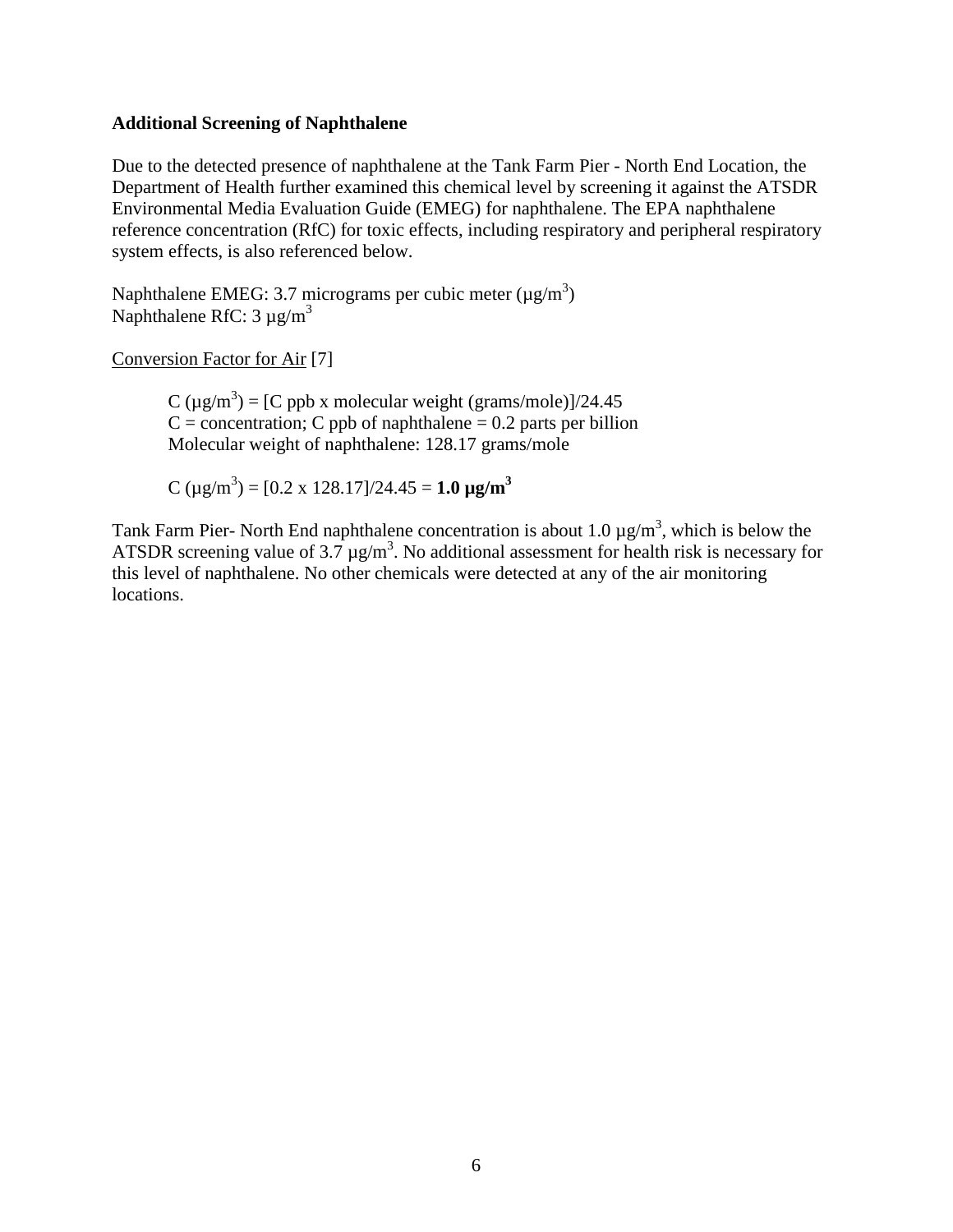**Additional Screening of Naphthalene**

Due to the detected presence of naphthalene at the Tank Farm Pier - North End Location, the Department of Health further examined this chemical level by screening it against the ATSDR Environmental Media Evaluation Guide (EMEG) for naphthalene. The EPA naphthalene reference concentration (RfC) for toxic effects, including respiratory and peripheral respiratory system effects, is also referenced below.

Naphthalene EMEG: 3.7 micrograms per cubic meter ($\mu g/m^3$)
Naphthalene RfC: 3 $\mu g/m^3$

Conversion Factor for Air [7]

> C ($\mu g/m^3$) = [C ppb x molecular weight (grams/mole)]/24.45
> C = concentration; C ppb of naphthalene = 0.2 parts per billion
> Molecular weight of naphthalene: 128.17 grams/mole
>
> C ($\mu g/m^3$) = [0.2 x 128.17]/24.45 = **1.0 $\mu g/m^3$**

Tank Farm Pier- North End naphthalene concentration is about 1.0 $\mu g/m^3$, which is below the ATSDR screening value of 3.7 $\mu g/m^3$. No additional assessment for health risk is necessary for this level of naphthalene. No other chemicals were detected at any of the air monitoring locations.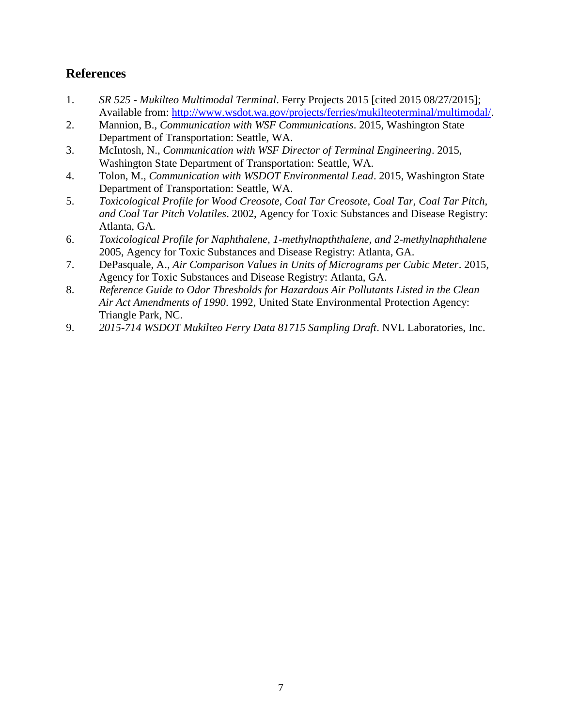## References

1. *SR 525 - Mukilteo Multimodal Terminal*. Ferry Projects 2015 [cited 2015 08/27/2015]; Available from: http://www.wsdot.wa.gov/projects/ferries/mukilteoterminal/multimodal/.
2. Mannion, B., *Communication with WSF Communications*. 2015, Washington State Department of Transportation: Seattle, WA.
3. McIntosh, N., *Communication with WSF Director of Terminal Engineering*. 2015, Washington State Department of Transportation: Seattle, WA.
4. Tolon, M., *Communication with WSDOT Environmental Lead*. 2015, Washington State Department of Transportation: Seattle, WA.
5. *Toxicological Profile for Wood Creosote, Coal Tar Creosote, Coal Tar, Coal Tar Pitch, and Coal Tar Pitch Volatiles*. 2002, Agency for Toxic Substances and Disease Registry: Atlanta, GA.
6. *Toxicological Profile for Naphthalene, 1-methylnapththalene, and 2-methylnaphthalene* 2005, Agency for Toxic Substances and Disease Registry: Atlanta, GA.
7. DePasquale, A., *Air Comparison Values in Units of Micrograms per Cubic Meter*. 2015, Agency for Toxic Substances and Disease Registry: Atlanta, GA.
8. *Reference Guide to Odor Thresholds for Hazardous Air Pollutants Listed in the Clean Air Act Amendments of 1990*. 1992, United State Environmental Protection Agency: Triangle Park, NC.
9. *2015-714 WSDOT Mukilteo Ferry Data 81715 Sampling Draft*. NVL Laboratories, Inc.